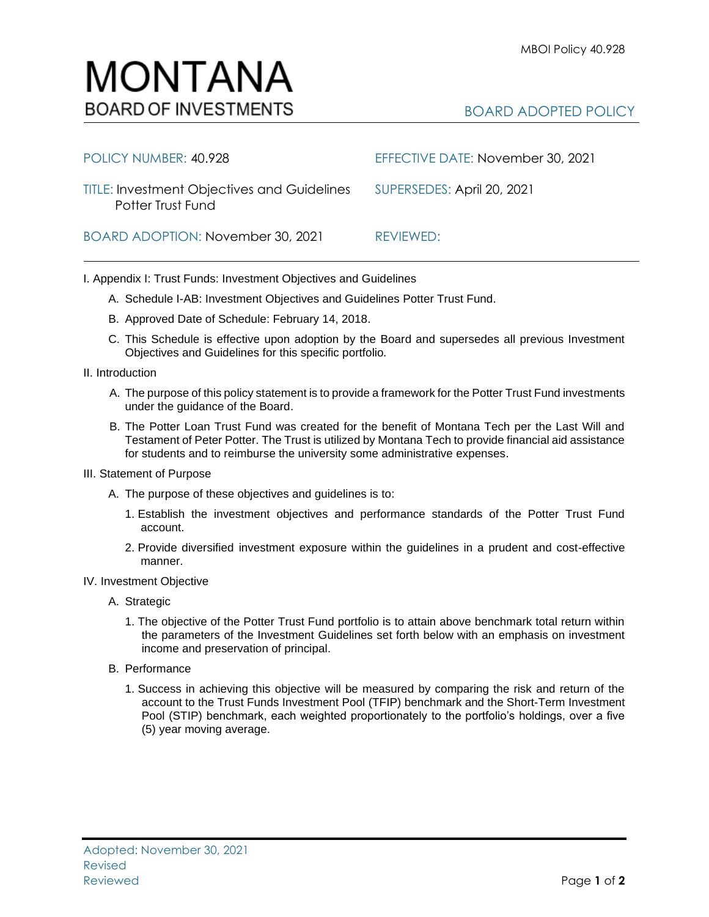# MONTANA
## BOARD OF INVESTMENTS

MBOI Policy 40.928

BOARD ADOPTED POLICY

| | |
|---|---|
| POLICY NUMBER: 40.928 | EFFECTIVE DATE: November 30, 2021 |
| TITLE: Investment Objectives and Guidelines Potter Trust Fund | SUPERSEDES: April 20, 2021 |
| BOARD ADOPTION: November 30, 2021 | REVIEWED: |

I. Appendix I: Trust Funds: Investment Objectives and Guidelines

A. Schedule I-AB: Investment Objectives and Guidelines Potter Trust Fund.

B. Approved Date of Schedule: February 14, 2018.

C. This Schedule is effective upon adoption by the Board and supersedes all previous Investment Objectives and Guidelines for this specific portfolio.

II. Introduction

A. The purpose of this policy statement is to provide a framework for the Potter Trust Fund investments under the guidance of the Board.

B. The Potter Loan Trust Fund was created for the benefit of Montana Tech per the Last Will and Testament of Peter Potter. The Trust is utilized by Montana Tech to provide financial aid assistance for students and to reimburse the university some administrative expenses.

III. Statement of Purpose

A. The purpose of these objectives and guidelines is to:

1. Establish the investment objectives and performance standards of the Potter Trust Fund account.

2. Provide diversified investment exposure within the guidelines in a prudent and cost-effective manner.

IV. Investment Objective

A. Strategic

1. The objective of the Potter Trust Fund portfolio is to attain above benchmark total return within the parameters of the Investment Guidelines set forth below with an emphasis on investment income and preservation of principal.

B. Performance

1. Success in achieving this objective will be measured by comparing the risk and return of the account to the Trust Funds Investment Pool (TFIP) benchmark and the Short-Term Investment Pool (STIP) benchmark, each weighted proportionately to the portfolio's holdings, over a five (5) year moving average.

Adopted: November 30, 2021
Revised
Reviewed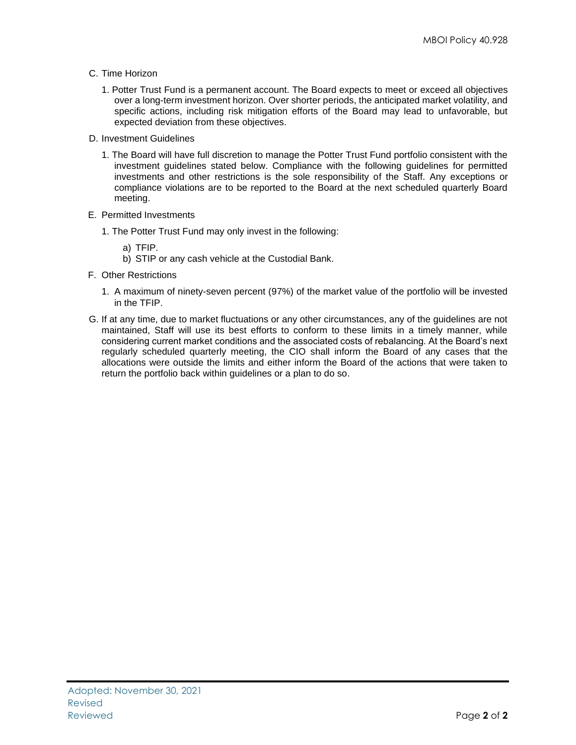C. Time Horizon

1. Potter Trust Fund is a permanent account. The Board expects to meet or exceed all objectives over a long-term investment horizon. Over shorter periods, the anticipated market volatility, and specific actions, including risk mitigation efforts of the Board may lead to unfavorable, but expected deviation from these objectives.

D. Investment Guidelines

1. The Board will have full discretion to manage the Potter Trust Fund portfolio consistent with the investment guidelines stated below. Compliance with the following guidelines for permitted investments and other restrictions is the sole responsibility of the Staff. Any exceptions or compliance violations are to be reported to the Board at the next scheduled quarterly Board meeting.

E. Permitted Investments

1. The Potter Trust Fund may only invest in the following:

   a) TFIP.
   b) STIP or any cash vehicle at the Custodial Bank.

F. Other Restrictions

1. A maximum of ninety-seven percent (97%) of the market value of the portfolio will be invested in the TFIP.

G. If at any time, due to market fluctuations or any other circumstances, any of the guidelines are not maintained, Staff will use its best efforts to conform to these limits in a timely manner, while considering current market conditions and the associated costs of rebalancing. At the Board's next regularly scheduled quarterly meeting, the CIO shall inform the Board of any cases that the allocations were outside the limits and either inform the Board of the actions that were taken to return the portfolio back within guidelines or a plan to do so.

Adopted: November 30, 2021
Revised
Reviewed